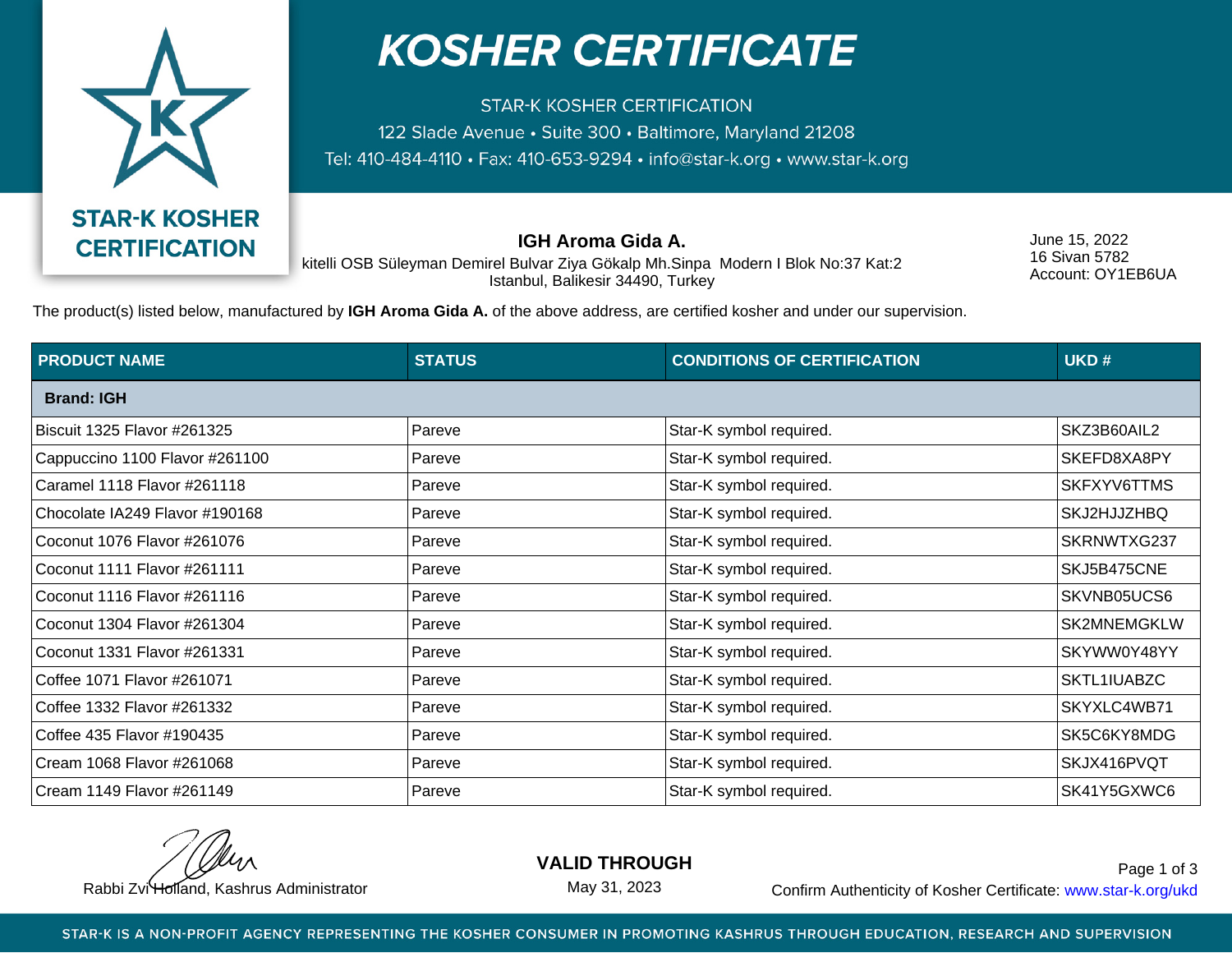# KOSHER CERTIFICATE

STAR-K KOSHER CERTIFICATION
122 Slade Avenue • Suite 300 • Baltimore, Maryland 21208
Tel: 410-484-4110 • Fax: 410-653-9294 • info@star-k.org • www.star-k.org

STAR-K KOSHER CERTIFICATION

**IGH Aroma Gida A.**
kitelli OSB Süleyman Demirel Bulvar Ziya Gökalp Mh.Sinpa Modern I Blok No:37 Kat:2
Istanbul, Balikesir 34490, Turkey

June 15, 2022
16 Sivan 5782
Account: OY1EB6UA

The product(s) listed below, manufactured by **IGH Aroma Gida A.** of the above address, are certified kosher and under our supervision.

| PRODUCT NAME | STATUS | CONDITIONS OF CERTIFICATION | UKD # |
|---|---|---|---|
| **Brand: IGH** | | | |
| Biscuit 1325 Flavor #261325 | Pareve | Star-K symbol required. | SKZ3B60AIL2 |
| Cappuccino 1100 Flavor #261100 | Pareve | Star-K symbol required. | SKEFD8XA8PY |
| Caramel 1118 Flavor #261118 | Pareve | Star-K symbol required. | SKFXYV6TTMS |
| Chocolate IA249 Flavor #190168 | Pareve | Star-K symbol required. | SKJ2HJJZHBQ |
| Coconut 1076 Flavor #261076 | Pareve | Star-K symbol required. | SKRNWTXG237 |
| Coconut 1111 Flavor #261111 | Pareve | Star-K symbol required. | SKJ5B475CNE |
| Coconut 1116 Flavor #261116 | Pareve | Star-K symbol required. | SKVNB05UCS6 |
| Coconut 1304 Flavor #261304 | Pareve | Star-K symbol required. | SK2MNEMGKLW |
| Coconut 1331 Flavor #261331 | Pareve | Star-K symbol required. | SKYWW0Y48YY |
| Coffee 1071 Flavor #261071 | Pareve | Star-K symbol required. | SKTL1IUABZC |
| Coffee 1332 Flavor #261332 | Pareve | Star-K symbol required. | SKYXLC4WB71 |
| Coffee 435 Flavor #190435 | Pareve | Star-K symbol required. | SK5C6KY8MDG |
| Cream 1068 Flavor #261068 | Pareve | Star-K symbol required. | SKJX416PVQT |
| Cream 1149 Flavor #261149 | Pareve | Star-K symbol required. | SK41Y5GXWC6 |

Rabbi Zvi Holland, Kashrus Administrator

**VALID THROUGH**
May 31, 2023

Confirm Authenticity of Kosher Certificate: www.star-k.org/ukd

STAR-K IS A NON-PROFIT AGENCY REPRESENTING THE KOSHER CONSUMER IN PROMOTING KASHRUS THROUGH EDUCATION, RESEARCH AND SUPERVISION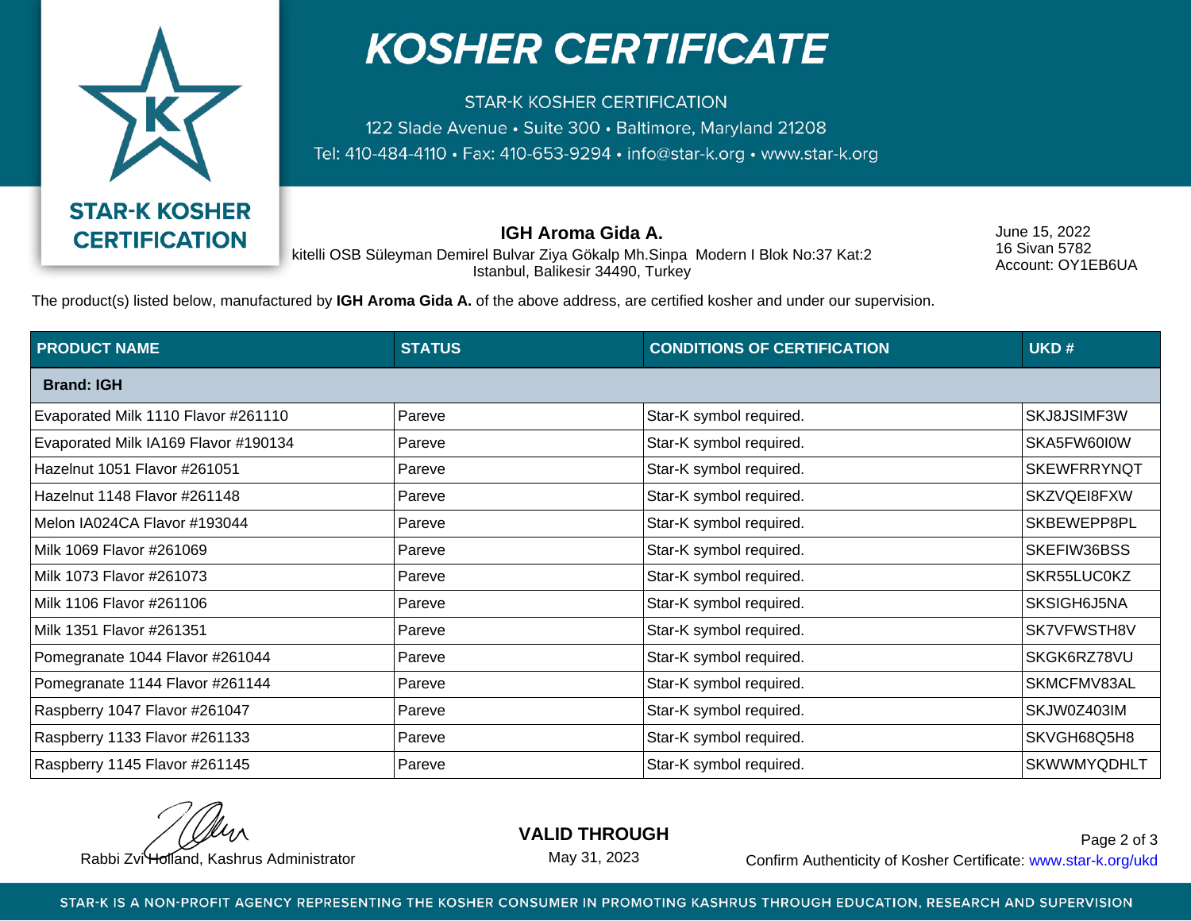# KOSHER CERTIFICATE

STAR-K KOSHER CERTIFICATION
122 Slade Avenue • Suite 300 • Baltimore, Maryland 21208
Tel: 410-484-4110 • Fax: 410-653-9294 • info@star-k.org • www.star-k.org

STAR-K KOSHER CERTIFICATION

**IGH Aroma Gida A.**
kitelli OSB Süleyman Demirel Bulvar Ziya Gökalp Mh.Sinpa Modern I Blok No:37 Kat:2
Istanbul, Balikesir 34490, Turkey

June 15, 2022
16 Sivan 5782
Account: OY1EB6UA

The product(s) listed below, manufactured by **IGH Aroma Gida A.** of the above address, are certified kosher and under our supervision.

| PRODUCT NAME | STATUS | CONDITIONS OF CERTIFICATION | UKD # |
|---|---|---|---|
| **Brand: IGH** | | | |
| Evaporated Milk 1110 Flavor #261110 | Pareve | Star-K symbol required. | SKJ8JSIMF3W |
| Evaporated Milk IA169 Flavor #190134 | Pareve | Star-K symbol required. | SKA5FW60I0W |
| Hazelnut 1051 Flavor #261051 | Pareve | Star-K symbol required. | SKEWFRRYNQT |
| Hazelnut 1148 Flavor #261148 | Pareve | Star-K symbol required. | SKZVQEI8FXW |
| Melon IA024CA Flavor #193044 | Pareve | Star-K symbol required. | SKBEWEPP8PL |
| Milk 1069 Flavor #261069 | Pareve | Star-K symbol required. | SKEFIW36BSS |
| Milk 1073 Flavor #261073 | Pareve | Star-K symbol required. | SKR55LUC0KZ |
| Milk 1106 Flavor #261106 | Pareve | Star-K symbol required. | SKSIGH6J5NA |
| Milk 1351 Flavor #261351 | Pareve | Star-K symbol required. | SK7VFWSTH8V |
| Pomegranate 1044 Flavor #261044 | Pareve | Star-K symbol required. | SKGK6RZ78VU |
| Pomegranate 1144 Flavor #261144 | Pareve | Star-K symbol required. | SKMCFMV83AL |
| Raspberry 1047 Flavor #261047 | Pareve | Star-K symbol required. | SKJW0Z403IM |
| Raspberry 1133 Flavor #261133 | Pareve | Star-K symbol required. | SKVGH68Q5H8 |
| Raspberry 1145 Flavor #261145 | Pareve | Star-K symbol required. | SKWWMYQDHLT |

Rabbi Zvi Holland, Kashrus Administrator

**VALID THROUGH**
May 31, 2023

Confirm Authenticity of Kosher Certificate: www.star-k.org/ukd

STAR-K IS A NON-PROFIT AGENCY REPRESENTING THE KOSHER CONSUMER IN PROMOTING KASHRUS THROUGH EDUCATION, RESEARCH AND SUPERVISION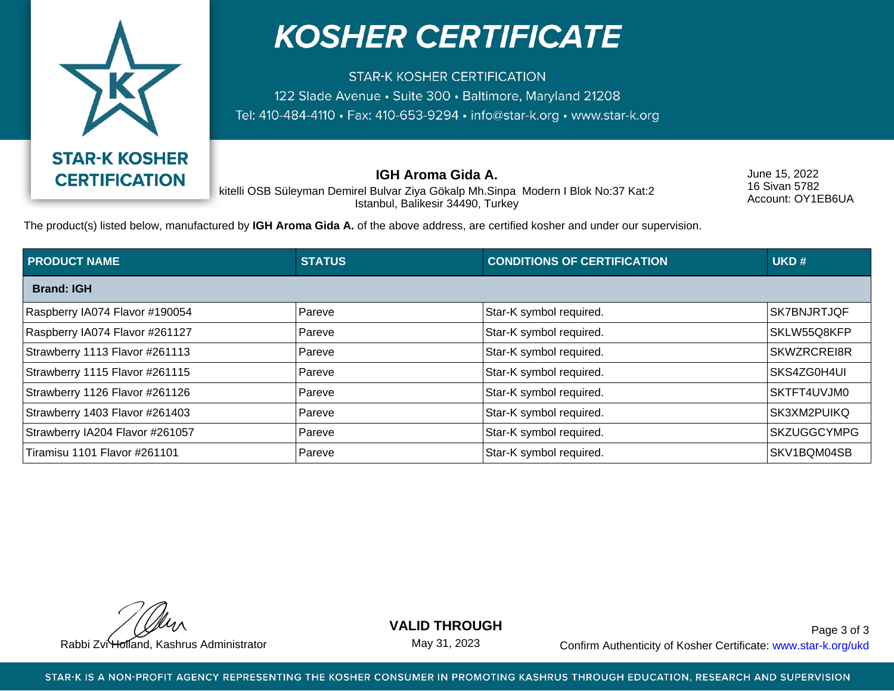# KOSHER CERTIFICATE

STAR-K KOSHER CERTIFICATION
122 Slade Avenue • Suite 300 • Baltimore, Maryland 21208
Tel: 410-484-4110 • Fax: 410-653-9294 • info@star-k.org • www.star-k.org

STAR-K KOSHER CERTIFICATION

**IGH Aroma Gida A.**
kitelli OSB Süleyman Demirel Bulvar Ziya Gökalp Mh.Sinpa Modern I Blok No:37 Kat:2
Istanbul, Balikesir 34490, Turkey

June 15, 2022
16 Sivan 5782
Account: OY1EB6UA

The product(s) listed below, manufactured by **IGH Aroma Gida A.** of the above address, are certified kosher and under our supervision.

| PRODUCT NAME | STATUS | CONDITIONS OF CERTIFICATION | UKD # |
|---|---|---|---|
| **Brand: IGH** | | | |
| Raspberry IA074 Flavor #190054 | Pareve | Star-K symbol required. | SK7BNJRTJQF |
| Raspberry IA074 Flavor #261127 | Pareve | Star-K symbol required. | SKLW55Q8KFP |
| Strawberry 1113 Flavor #261113 | Pareve | Star-K symbol required. | SKWZRCREI8R |
| Strawberry 1115 Flavor #261115 | Pareve | Star-K symbol required. | SKS4ZG0H4UI |
| Strawberry 1126 Flavor #261126 | Pareve | Star-K symbol required. | SKTFT4UVJM0 |
| Strawberry 1403 Flavor #261403 | Pareve | Star-K symbol required. | SK3XM2PUIKQ |
| Strawberry IA204 Flavor #261057 | Pareve | Star-K symbol required. | SKZUGGCYMPG |
| Tiramisu 1101 Flavor #261101 | Pareve | Star-K symbol required. | SKV1BQM04SB |

Rabbi Zvi Holland, Kashrus Administrator

**VALID THROUGH**
May 31, 2023

Confirm Authenticity of Kosher Certificate: www.star-k.org/ukd

STAR-K IS A NON-PROFIT AGENCY REPRESENTING THE KOSHER CONSUMER IN PROMOTING KASHRUS THROUGH EDUCATION, RESEARCH AND SUPERVISION